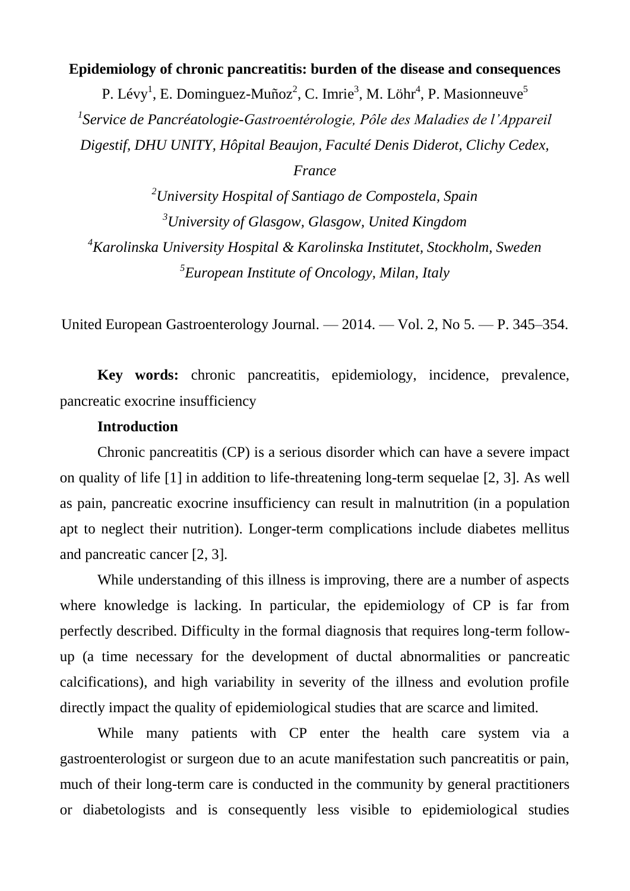**Epidemiology of chronic pancreatitis: burden of the disease and consequences**

P. Lévy[1], E. Dominguez-Muñoz[2], C. Imrie[3], M. Löhr[4], P. Masionneuve[5]

[1]*Service de Pancréatologie-Gastroentérologie, Pôle des Maladies de l'Appareil Digestif, DHU UNITY, Hôpital Beaujon, Faculté Denis Diderot, Clichy Cedex, France*

[2]*University Hospital of Santiago de Compostela, Spain*

[3]*University of Glasgow, Glasgow, United Kingdom*

[4]*Karolinska University Hospital & Karolinska Institutet, Stockholm, Sweden*

[5]*European Institute of Oncology, Milan, Italy*

United European Gastroenterology Journal. — 2014. — Vol. 2, No 5. — P. 345–354.

**Key words:** chronic pancreatitis, epidemiology, incidence, prevalence, pancreatic exocrine insufficiency

**Introduction**

Chronic pancreatitis (CP) is a serious disorder which can have a severe impact on quality of life [1] in addition to life-threatening long-term sequelae [2, 3]. As well as pain, pancreatic exocrine insufficiency can result in malnutrition (in a population apt to neglect their nutrition). Longer-term complications include diabetes mellitus and pancreatic cancer [2, 3].

While understanding of this illness is improving, there are a number of aspects where knowledge is lacking. In particular, the epidemiology of CP is far from perfectly described. Difficulty in the formal diagnosis that requires long-term follow-up (a time necessary for the development of ductal abnormalities or pancreatic calcifications), and high variability in severity of the illness and evolution profile directly impact the quality of epidemiological studies that are scarce and limited.

While many patients with CP enter the health care system via a gastroenterologist or surgeon due to an acute manifestation such pancreatitis or pain, much of their long-term care is conducted in the community by general practitioners or diabetologists and is consequently less visible to epidemiological studies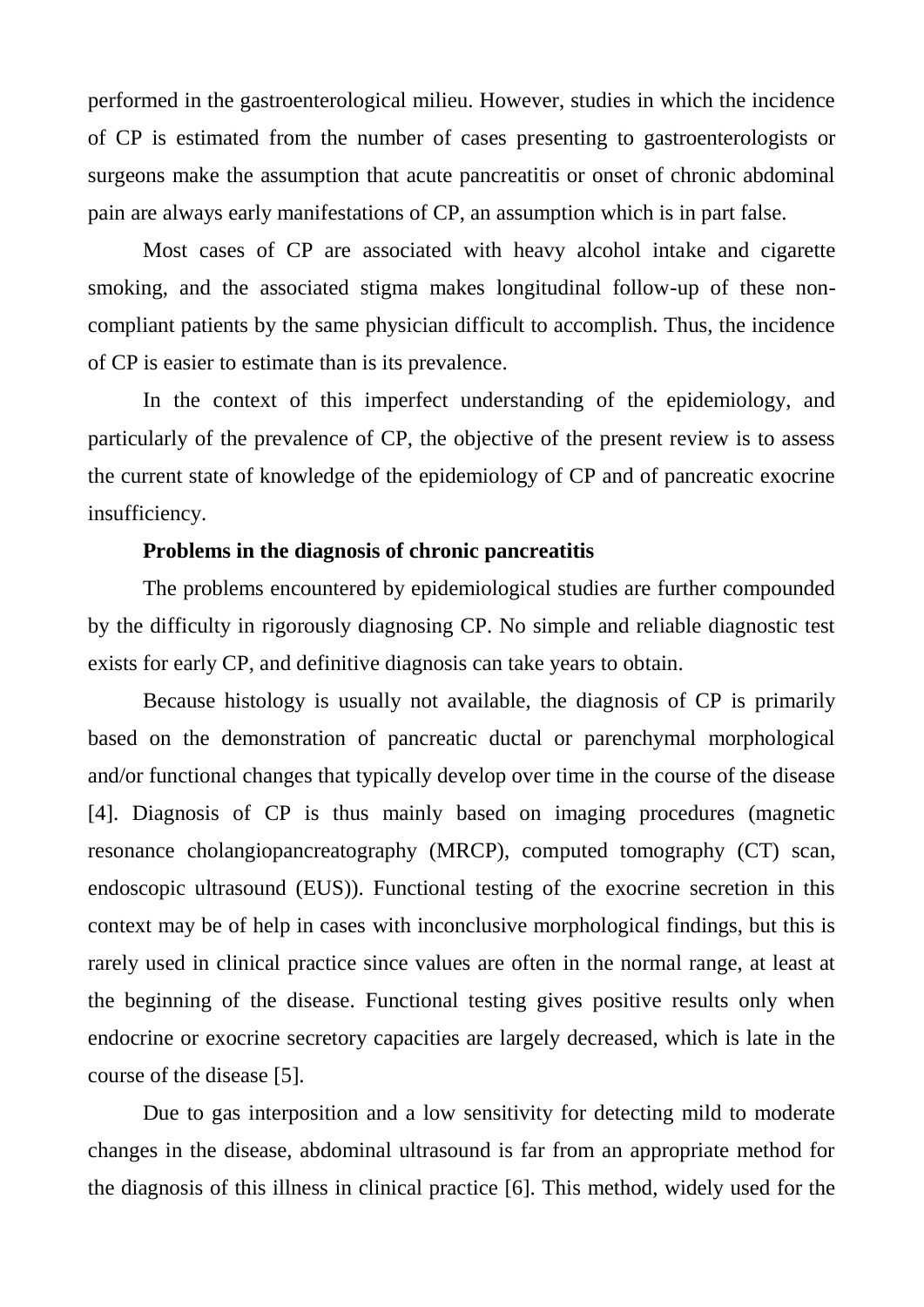performed in the gastroenterological milieu. However, studies in which the incidence of CP is estimated from the number of cases presenting to gastroenterologists or surgeons make the assumption that acute pancreatitis or onset of chronic abdominal pain are always early manifestations of CP, an assumption which is in part false.

Most cases of CP are associated with heavy alcohol intake and cigarette smoking, and the associated stigma makes longitudinal follow-up of these non-compliant patients by the same physician difficult to accomplish. Thus, the incidence of CP is easier to estimate than is its prevalence.

In the context of this imperfect understanding of the epidemiology, and particularly of the prevalence of CP, the objective of the present review is to assess the current state of knowledge of the epidemiology of CP and of pancreatic exocrine insufficiency.

**Problems in the diagnosis of chronic pancreatitis**

The problems encountered by epidemiological studies are further compounded by the difficulty in rigorously diagnosing CP. No simple and reliable diagnostic test exists for early CP, and definitive diagnosis can take years to obtain.

Because histology is usually not available, the diagnosis of CP is primarily based on the demonstration of pancreatic ductal or parenchymal morphological and/or functional changes that typically develop over time in the course of the disease [4]. Diagnosis of CP is thus mainly based on imaging procedures (magnetic resonance cholangiopancreatography (MRCP), computed tomography (CT) scan, endoscopic ultrasound (EUS)). Functional testing of the exocrine secretion in this context may be of help in cases with inconclusive morphological findings, but this is rarely used in clinical practice since values are often in the normal range, at least at the beginning of the disease. Functional testing gives positive results only when endocrine or exocrine secretory capacities are largely decreased, which is late in the course of the disease [5].

Due to gas interposition and a low sensitivity for detecting mild to moderate changes in the disease, abdominal ultrasound is far from an appropriate method for the diagnosis of this illness in clinical practice [6]. This method, widely used for the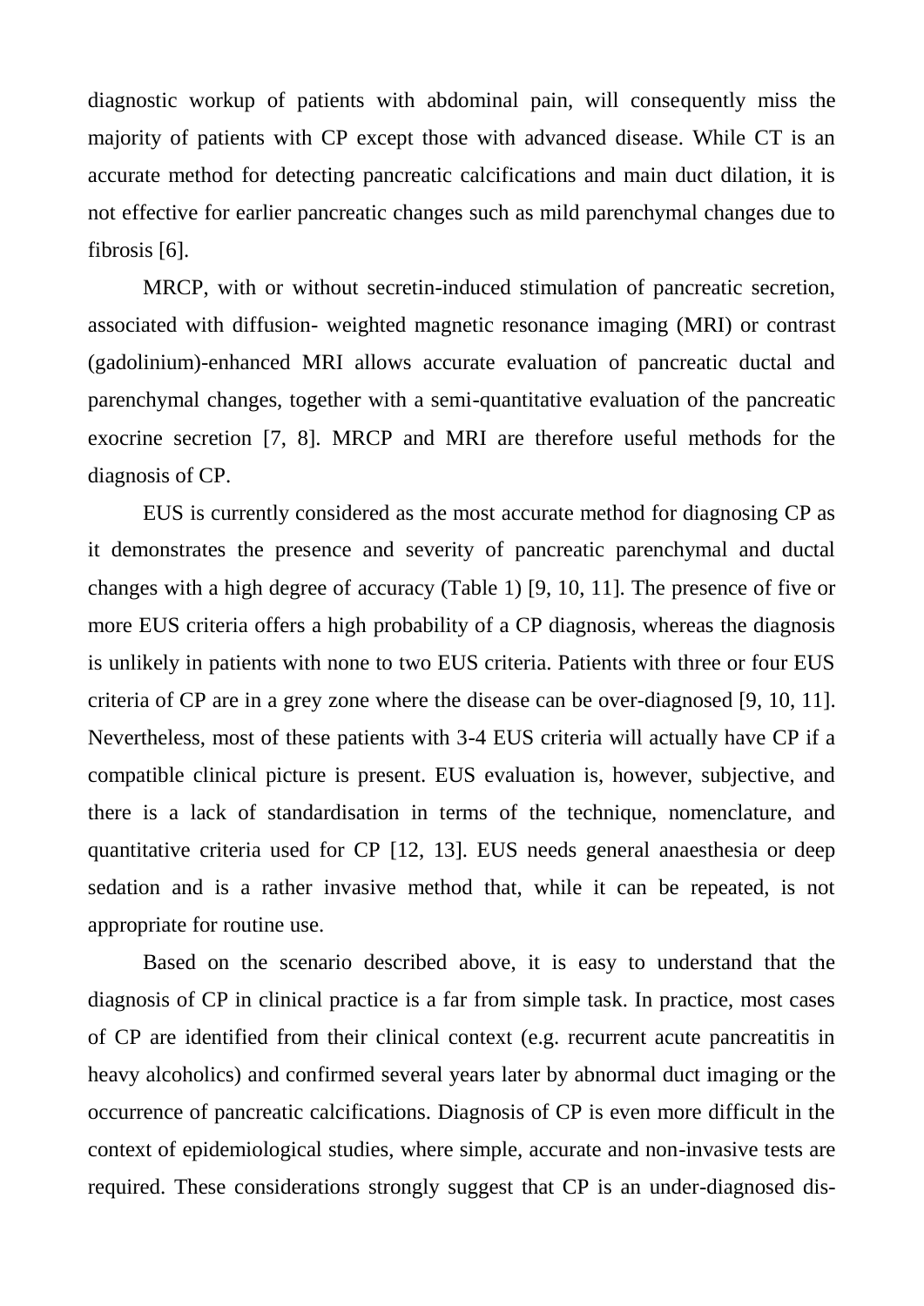diagnostic workup of patients with abdominal pain, will consequently miss the majority of patients with CP except those with advanced disease. While CT is an accurate method for detecting pancreatic calcifications and main duct dilation, it is not effective for earlier pancreatic changes such as mild parenchymal changes due to fibrosis [6].

MRCP, with or without secretin-induced stimulation of pancreatic secretion, associated with diffusion- weighted magnetic resonance imaging (MRI) or contrast (gadolinium)-enhanced MRI allows accurate evaluation of pancreatic ductal and parenchymal changes, together with a semi-quantitative evaluation of the pancreatic exocrine secretion [7, 8]. MRCP and MRI are therefore useful methods for the diagnosis of CP.

EUS is currently considered as the most accurate method for diagnosing CP as it demonstrates the presence and severity of pancreatic parenchymal and ductal changes with a high degree of accuracy (Table 1) [9, 10, 11]. The presence of five or more EUS criteria offers a high probability of a CP diagnosis, whereas the diagnosis is unlikely in patients with none to two EUS criteria. Patients with three or four EUS criteria of CP are in a grey zone where the disease can be over-diagnosed [9, 10, 11]. Nevertheless, most of these patients with 3-4 EUS criteria will actually have CP if a compatible clinical picture is present. EUS evaluation is, however, subjective, and there is a lack of standardisation in terms of the technique, nomenclature, and quantitative criteria used for CP [12, 13]. EUS needs general anaesthesia or deep sedation and is a rather invasive method that, while it can be repeated, is not appropriate for routine use.

Based on the scenario described above, it is easy to understand that the diagnosis of CP in clinical practice is a far from simple task. In practice, most cases of CP are identified from their clinical context (e.g. recurrent acute pancreatitis in heavy alcoholics) and confirmed several years later by abnormal duct imaging or the occurrence of pancreatic calcifications. Diagnosis of CP is even more difficult in the context of epidemiological studies, where simple, accurate and non-invasive tests are required. These considerations strongly suggest that CP is an under-diagnosed dis-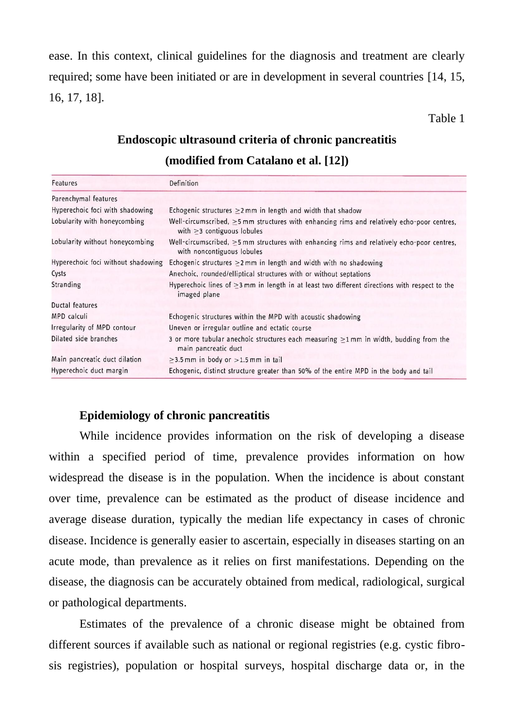ease. In this context, clinical guidelines for the diagnosis and treatment are clearly required; some have been initiated or are in development in several countries [14, 15, 16, 17, 18].

Table 1

**Endoscopic ultrasound criteria of chronic pancreatitis (modified from Catalano et al. [12])**

| Features | Definition |
|---|---|
| Parenchymal features | |
| Hyperechoic foci with shadowing | Echogenic structures ≥2 mm in length and width that shadow |
| Lobularity with honeycombing | Well-circumscribed, ≥5 mm structures with enhancing rims and relatively echo-poor centres, with ≥3 contiguous lobules |
| Lobularity without honeycombing | Well-circumscribed, ≥5 mm structures with enhancing rims and relatively echo-poor centres, with noncontiguous lobules |
| Hyperechoic foci without shadowing | Echogenic structures ≥2 mm in length and width with no shadowing |
| Cysts | Anechoic, rounded/elliptical structures with or without septations |
| Stranding | Hyperechoic lines of ≥3 mm in length in at least two different directions with respect to the imaged plane |
| Ductal features | |
| MPD calculi | Echogenic structures within the MPD with acoustic shadowing |
| Irregularity of MPD contour | Uneven or irregular outline and ectatic course |
| Dilated side branches | 3 or more tubular anechoic structures each measuring ≥1 mm in width, budding from the main pancreatic duct |
| Main pancreatic duct dilation | ≥3.5 mm in body or >1.5 mm in tail |
| Hyperechoic duct margin | Echogenic, distinct structure greater than 50% of the entire MPD in the body and tail |

**Epidemiology of chronic pancreatitis**

While incidence provides information on the risk of developing a disease within a specified period of time, prevalence provides information on how widespread the disease is in the population. When the incidence is about constant over time, prevalence can be estimated as the product of disease incidence and average disease duration, typically the median life expectancy in cases of chronic disease. Incidence is generally easier to ascertain, especially in diseases starting on an acute mode, than prevalence as it relies on first manifestations. Depending on the disease, the diagnosis can be accurately obtained from medical, radiological, surgical or pathological departments.

Estimates of the prevalence of a chronic disease might be obtained from different sources if available such as national or regional registries (e.g. cystic fibrosis registries), population or hospital surveys, hospital discharge data or, in the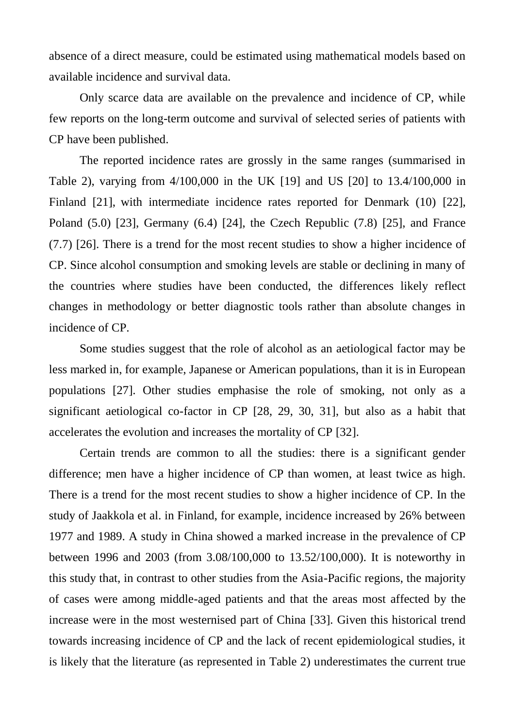absence of a direct measure, could be estimated using mathematical models based on available incidence and survival data.

Only scarce data are available on the prevalence and incidence of CP, while few reports on the long-term outcome and survival of selected series of patients with CP have been published.

The reported incidence rates are grossly in the same ranges (summarised in Table 2), varying from 4/100,000 in the UK [19] and US [20] to 13.4/100,000 in Finland [21], with intermediate incidence rates reported for Denmark (10) [22], Poland (5.0) [23], Germany (6.4) [24], the Czech Republic (7.8) [25], and France (7.7) [26]. There is a trend for the most recent studies to show a higher incidence of CP. Since alcohol consumption and smoking levels are stable or declining in many of the countries where studies have been conducted, the differences likely reflect changes in methodology or better diagnostic tools rather than absolute changes in incidence of CP.

Some studies suggest that the role of alcohol as an aetiological factor may be less marked in, for example, Japanese or American populations, than it is in European populations [27]. Other studies emphasise the role of smoking, not only as a significant aetiological co-factor in CP [28, 29, 30, 31], but also as a habit that accelerates the evolution and increases the mortality of CP [32].

Certain trends are common to all the studies: there is a significant gender difference; men have a higher incidence of CP than women, at least twice as high. There is a trend for the most recent studies to show a higher incidence of CP. In the study of Jaakkola et al. in Finland, for example, incidence increased by 26% between 1977 and 1989. A study in China showed a marked increase in the prevalence of CP between 1996 and 2003 (from 3.08/100,000 to 13.52/100,000). It is noteworthy in this study that, in contrast to other studies from the Asia-Pacific regions, the majority of cases were among middle-aged patients and that the areas most affected by the increase were in the most westernised part of China [33]. Given this historical trend towards increasing incidence of CP and the lack of recent epidemiological studies, it is likely that the literature (as represented in Table 2) underestimates the current true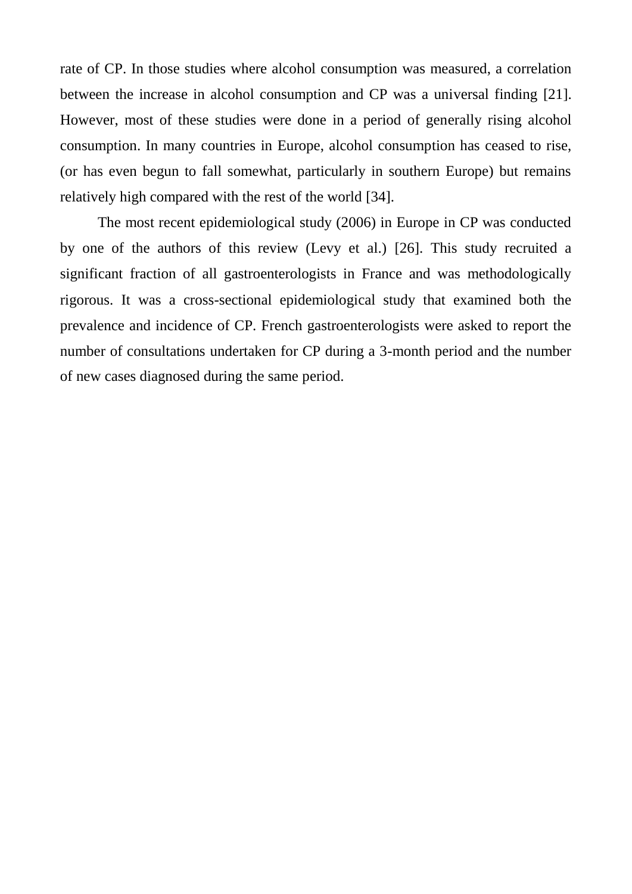rate of CP. In those studies where alcohol consumption was measured, a correlation between the increase in alcohol consumption and CP was a universal finding [21]. However, most of these studies were done in a period of generally rising alcohol consumption. In many countries in Europe, alcohol consumption has ceased to rise, (or has even begun to fall somewhat, particularly in southern Europe) but remains relatively high compared with the rest of the world [34].

The most recent epidemiological study (2006) in Europe in CP was conducted by one of the authors of this review (Levy et al.) [26]. This study recruited a significant fraction of all gastroenterologists in France and was methodologically rigorous. It was a cross-sectional epidemiological study that examined both the prevalence and incidence of CP. French gastroenterologists were asked to report the number of consultations undertaken for CP during a 3-month period and the number of new cases diagnosed during the same period.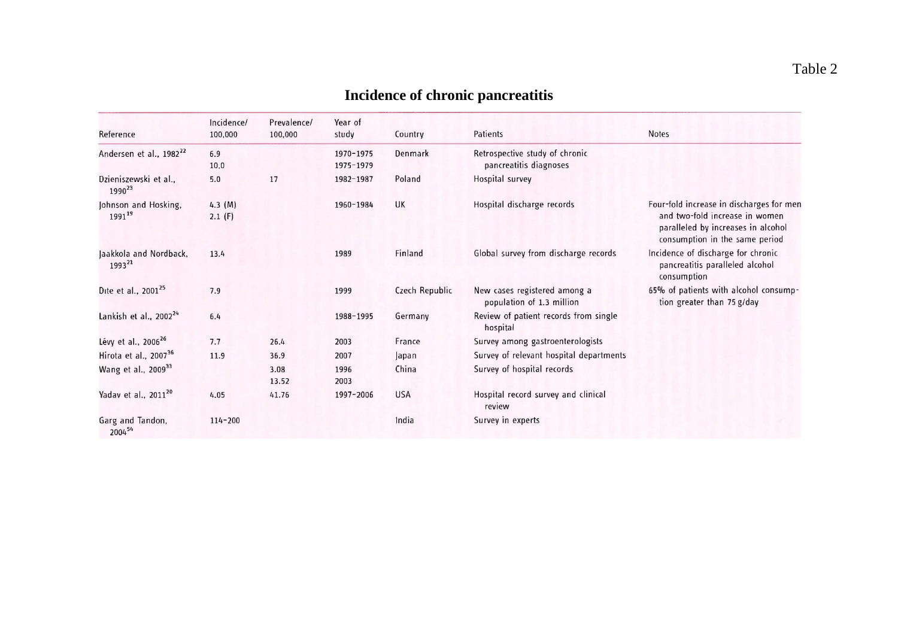Table 2

# Incidence of chronic pancreatitis

| Reference | Incidence/ 100,000 | Prevalence/ 100,000 | Year of study | Country | Patients | Notes |
|---|---|---|---|---|---|---|
| Andersen et al., 1982[22] | 6.9<br>10.0 | | 1970–1975<br>1975–1979 | Denmark | Retrospective study of chronic pancreatitis diagnoses | |
| Dzieniszewski et al., 1990[23] | 5.0 | 17 | 1982–1987 | Poland | Hospital survey | |
| Johnson and Hosking, 1991[19] | 4.3 (M)<br>2.1 (F) | | 1960–1984 | UK | Hospital discharge records | Four-fold increase in discharges for men and two-fold increase in women paralleled by increases in alcohol consumption in the same period |
| Jaakkola and Nordback, 1993[21] | 13.4 | | 1989 | Finland | Global survey from discharge records | Incidence of discharge for chronic pancreatitis paralleled alcohol consumption |
| Dite et al., 2001[25] | 7.9 | | 1999 | Czech Republic | New cases registered among a population of 1.3 million | 65% of patients with alcohol consumption greater than 75 g/day |
| Lankish et al., 2002[24] | 6.4 | | 1988–1995 | Germany | Review of patient records from single hospital | |
| Lévy et al., 2006[26] | 7.7 | 26.4 | 2003 | France | Survey among gastroenterologists | |
| Hirota et al., 2007[36] | 11.9 | 36.9 | 2007 | Japan | Survey of relevant hospital departments | |
| Wang et al., 2009[33] | | 3.08<br>13.52 | 1996<br>2003 | China | Survey of hospital records | |
| Yadav et al., 2011[20] | 4.05 | 41.76 | 1997–2006 | USA | Hospital record survey and clinical review | |
| Garg and Tandon, 2004[54] | 114–200 | | | India | Survey in experts | |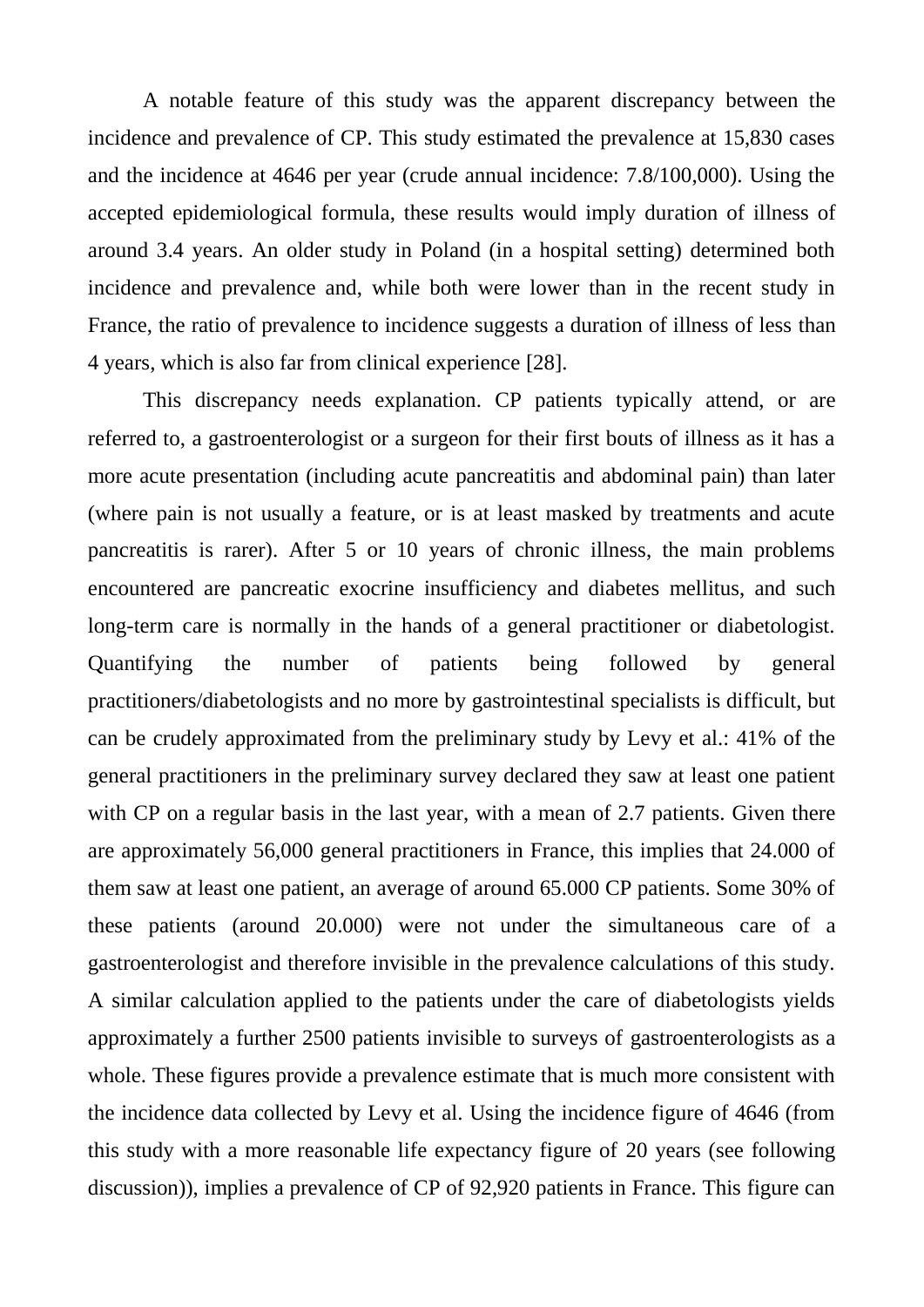A notable feature of this study was the apparent discrepancy between the incidence and prevalence of CP. This study estimated the prevalence at 15,830 cases and the incidence at 4646 per year (crude annual incidence: 7.8/100,000). Using the accepted epidemiological formula, these results would imply duration of illness of around 3.4 years. An older study in Poland (in a hospital setting) determined both incidence and prevalence and, while both were lower than in the recent study in France, the ratio of prevalence to incidence suggests a duration of illness of less than 4 years, which is also far from clinical experience [28].

This discrepancy needs explanation. CP patients typically attend, or are referred to, a gastroenterologist or a surgeon for their first bouts of illness as it has a more acute presentation (including acute pancreatitis and abdominal pain) than later (where pain is not usually a feature, or is at least masked by treatments and acute pancreatitis is rarer). After 5 or 10 years of chronic illness, the main problems encountered are pancreatic exocrine insufficiency and diabetes mellitus, and such long-term care is normally in the hands of a general practitioner or diabetologist. Quantifying the number of patients being followed by general practitioners/diabetologists and no more by gastrointestinal specialists is difficult, but can be crudely approximated from the preliminary study by Levy et al.: 41% of the general practitioners in the preliminary survey declared they saw at least one patient with CP on a regular basis in the last year, with a mean of 2.7 patients. Given there are approximately 56,000 general practitioners in France, this implies that 24.000 of them saw at least one patient, an average of around 65.000 CP patients. Some 30% of these patients (around 20.000) were not under the simultaneous care of a gastroenterologist and therefore invisible in the prevalence calculations of this study. A similar calculation applied to the patients under the care of diabetologists yields approximately a further 2500 patients invisible to surveys of gastroenterologists as a whole. These figures provide a prevalence estimate that is much more consistent with the incidence data collected by Levy et al. Using the incidence figure of 4646 (from this study with a more reasonable life expectancy figure of 20 years (see following discussion)), implies a prevalence of CP of 92,920 patients in France. This figure can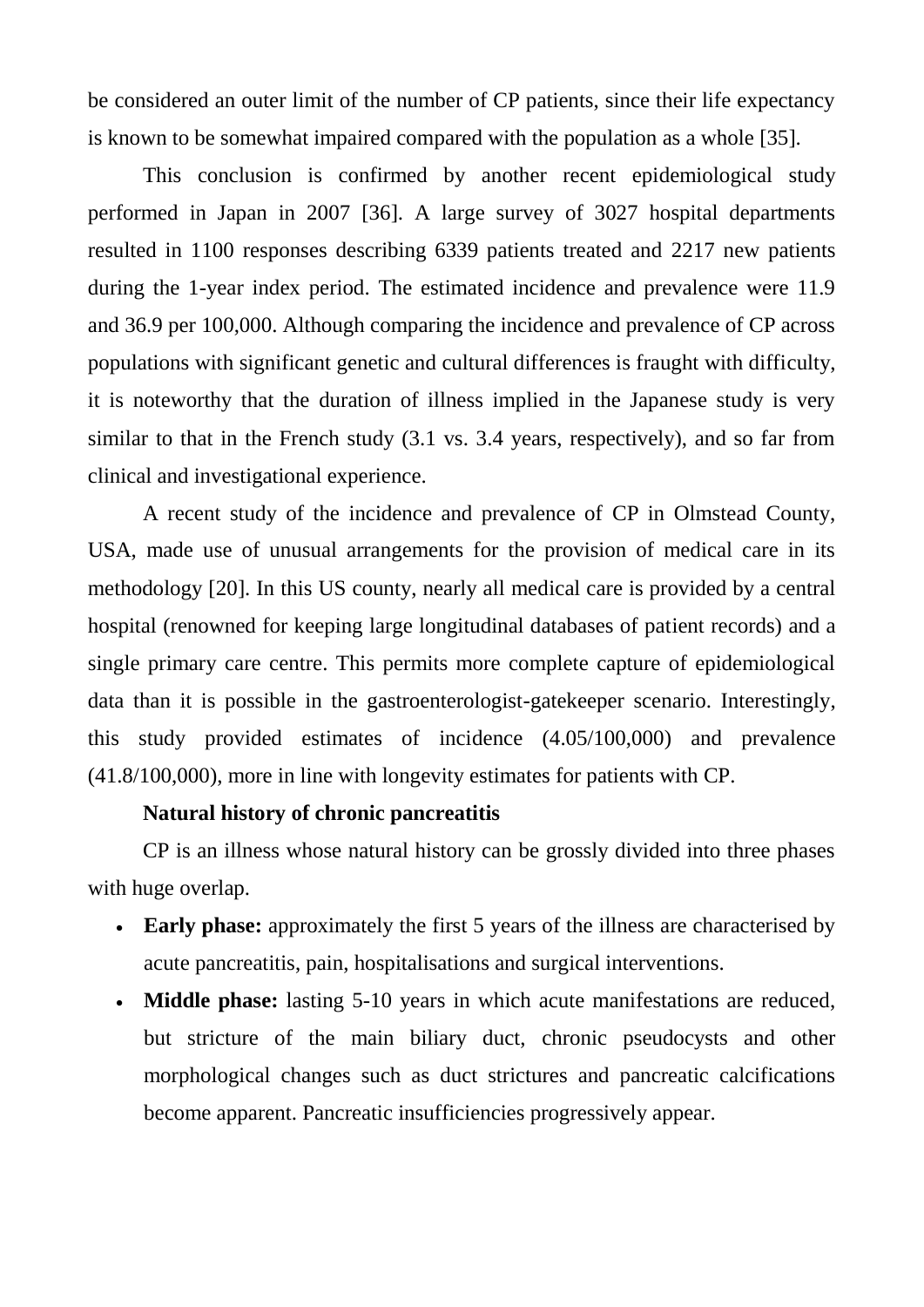be considered an outer limit of the number of CP patients, since their life expectancy is known to be somewhat impaired compared with the population as a whole [35].

This conclusion is confirmed by another recent epidemiological study performed in Japan in 2007 [36]. A large survey of 3027 hospital departments resulted in 1100 responses describing 6339 patients treated and 2217 new patients during the 1-year index period. The estimated incidence and prevalence were 11.9 and 36.9 per 100,000. Although comparing the incidence and prevalence of CP across populations with significant genetic and cultural differences is fraught with difficulty, it is noteworthy that the duration of illness implied in the Japanese study is very similar to that in the French study (3.1 vs. 3.4 years, respectively), and so far from clinical and investigational experience.

A recent study of the incidence and prevalence of CP in Olmstead County, USA, made use of unusual arrangements for the provision of medical care in its methodology [20]. In this US county, nearly all medical care is provided by a central hospital (renowned for keeping large longitudinal databases of patient records) and a single primary care centre. This permits more complete capture of epidemiological data than it is possible in the gastroenterologist-gatekeeper scenario. Interestingly, this study provided estimates of incidence (4.05/100,000) and prevalence (41.8/100,000), more in line with longevity estimates for patients with CP.

**Natural history of chronic pancreatitis**

CP is an illness whose natural history can be grossly divided into three phases with huge overlap.

- **Early phase:** approximately the first 5 years of the illness are characterised by acute pancreatitis, pain, hospitalisations and surgical interventions.
- **Middle phase:** lasting 5-10 years in which acute manifestations are reduced, but stricture of the main biliary duct, chronic pseudocysts and other morphological changes such as duct strictures and pancreatic calcifications become apparent. Pancreatic insufficiencies progressively appear.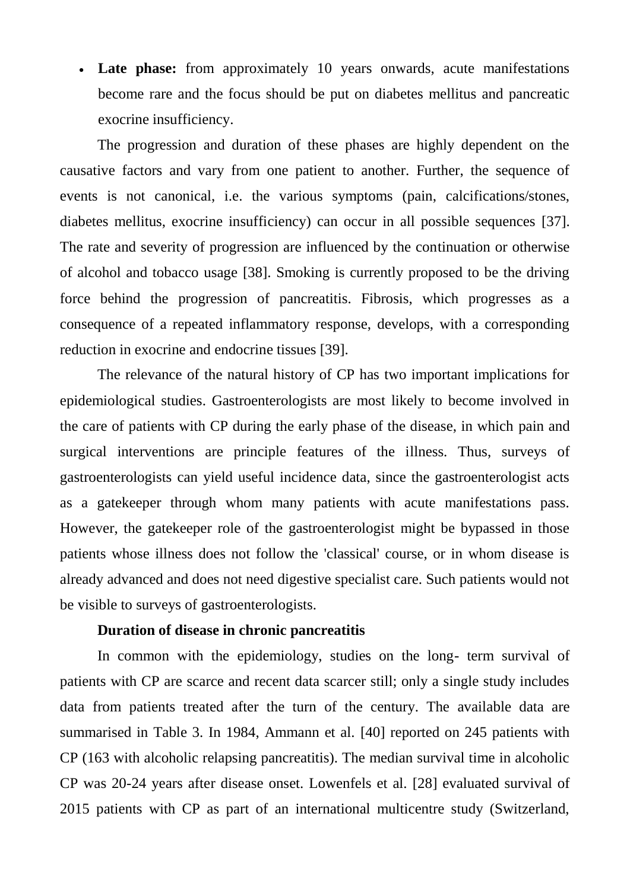- **Late phase:** from approximately 10 years onwards, acute manifestations become rare and the focus should be put on diabetes mellitus and pancreatic exocrine insufficiency.

The progression and duration of these phases are highly dependent on the causative factors and vary from one patient to another. Further, the sequence of events is not canonical, i.e. the various symptoms (pain, calcifications/stones, diabetes mellitus, exocrine insufficiency) can occur in all possible sequences [37]. The rate and severity of progression are influenced by the continuation or otherwise of alcohol and tobacco usage [38]. Smoking is currently proposed to be the driving force behind the progression of pancreatitis. Fibrosis, which progresses as a consequence of a repeated inflammatory response, develops, with a corresponding reduction in exocrine and endocrine tissues [39].

The relevance of the natural history of CP has two important implications for epidemiological studies. Gastroenterologists are most likely to become involved in the care of patients with CP during the early phase of the disease, in which pain and surgical interventions are principle features of the illness. Thus, surveys of gastroenterologists can yield useful incidence data, since the gastroenterologist acts as a gatekeeper through whom many patients with acute manifestations pass. However, the gatekeeper role of the gastroenterologist might be bypassed in those patients whose illness does not follow the 'classical' course, or in whom disease is already advanced and does not need digestive specialist care. Such patients would not be visible to surveys of gastroenterologists.

**Duration of disease in chronic pancreatitis**

In common with the epidemiology, studies on the long- term survival of patients with CP are scarce and recent data scarcer still; only a single study includes data from patients treated after the turn of the century. The available data are summarised in Table 3. In 1984, Ammann et al. [40] reported on 245 patients with CP (163 with alcoholic relapsing pancreatitis). The median survival time in alcoholic CP was 20-24 years after disease onset. Lowenfels et al. [28] evaluated survival of 2015 patients with CP as part of an international multicentre study (Switzerland,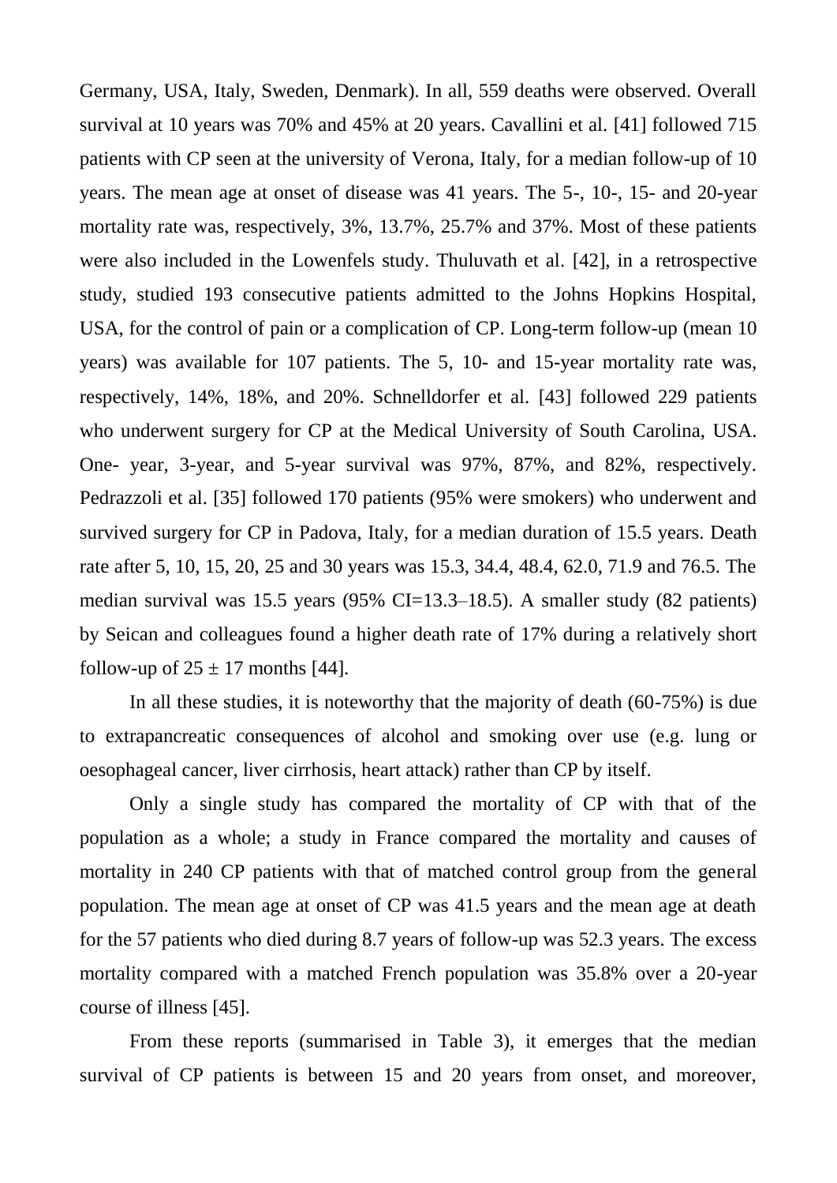Germany, USA, Italy, Sweden, Denmark). In all, 559 deaths were observed. Overall survival at 10 years was 70% and 45% at 20 years. Cavallini et al. [41] followed 715 patients with CP seen at the university of Verona, Italy, for a median follow-up of 10 years. The mean age at onset of disease was 41 years. The 5-, 10-, 15- and 20-year mortality rate was, respectively, 3%, 13.7%, 25.7% and 37%. Most of these patients were also included in the Lowenfels study. Thuluvath et al. [42], in a retrospective study, studied 193 consecutive patients admitted to the Johns Hopkins Hospital, USA, for the control of pain or a complication of CP. Long-term follow-up (mean 10 years) was available for 107 patients. The 5, 10- and 15-year mortality rate was, respectively, 14%, 18%, and 20%. Schnelldorfer et al. [43] followed 229 patients who underwent surgery for CP at the Medical University of South Carolina, USA. One- year, 3-year, and 5-year survival was 97%, 87%, and 82%, respectively. Pedrazzoli et al. [35] followed 170 patients (95% were smokers) who underwent and survived surgery for CP in Padova, Italy, for a median duration of 15.5 years. Death rate after 5, 10, 15, 20, 25 and 30 years was 15.3, 34.4, 48.4, 62.0, 71.9 and 76.5. The median survival was 15.5 years (95% CI=13.3–18.5). A smaller study (82 patients) by Seican and colleagues found a higher death rate of 17% during a relatively short follow-up of $25 \pm 17$ months [44].

In all these studies, it is noteworthy that the majority of death (60-75%) is due to extrapancreatic consequences of alcohol and smoking over use (e.g. lung or oesophageal cancer, liver cirrhosis, heart attack) rather than CP by itself.

Only a single study has compared the mortality of CP with that of the population as a whole; a study in France compared the mortality and causes of mortality in 240 CP patients with that of matched control group from the general population. The mean age at onset of CP was 41.5 years and the mean age at death for the 57 patients who died during 8.7 years of follow-up was 52.3 years. The excess mortality compared with a matched French population was 35.8% over a 20-year course of illness [45].

From these reports (summarised in Table 3), it emerges that the median survival of CP patients is between 15 and 20 years from onset, and moreover,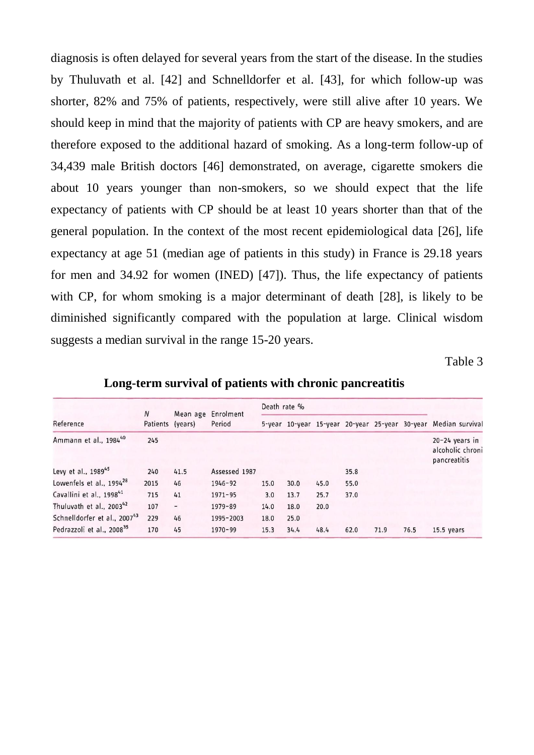diagnosis is often delayed for several years from the start of the disease. In the studies by Thuluvath et al. [42] and Schnelldorfer et al. [43], for which follow-up was shorter, 82% and 75% of patients, respectively, were still alive after 10 years. We should keep in mind that the majority of patients with CP are heavy smokers, and are therefore exposed to the additional hazard of smoking. As a long-term follow-up of 34,439 male British doctors [46] demonstrated, on average, cigarette smokers die about 10 years younger than non-smokers, so we should expect that the life expectancy of patients with CP should be at least 10 years shorter than that of the general population. In the context of the most recent epidemiological data [26], life expectancy at age 51 (median age of patients in this study) in France is 29.18 years for men and 34.92 for women (INED) [47]). Thus, the life expectancy of patients with CP, for whom smoking is a major determinant of death [28], is likely to be diminished significantly compared with the population at large. Clinical wisdom suggests a median survival in the range 15-20 years.

Table 3

**Long-term survival of patients with chronic pancreatitis**

| Reference | N Patients | Mean age (years) | Enrolment Period | Death rate % | | | | | | Median survival |
|---|---|---|---|---|---|---|---|---|---|---|
| | | | | 5-year | 10-year | 15-year | 20-year | 25-year | 30-year | |
| Ammann et al., 1984[40] | 245 | | | | | | | | | 20–24 years in alcoholic chroni pancreatitis |
| Levy et al., 1989[45] | 240 | 41.5 | Assessed 1987 | | | | 35.8 | | | |
| Lowenfels et al., 1994[28] | 2015 | 46 | 1946–92 | 15.0 | 30.0 | 45.0 | 55.0 | | | |
| Cavallini et al., 1998[41] | 715 | 41 | 1971–95 | 3.0 | 13.7 | 25.7 | 37.0 | | | |
| Thuluvath et al., 2003[42] | 107 | – | 1979–89 | 14.0 | 18.0 | 20.0 | | | | |
| Schnelldorfer et al., 2007[43] | 229 | 46 | 1995–2003 | 18.0 | 25.0 | | | | | |
| Pedrazzoli et al., 2008[35] | 170 | 45 | 1970–99 | 15.3 | 34.4 | 48.4 | 62.0 | 71.9 | 76.5 | 15.5 years |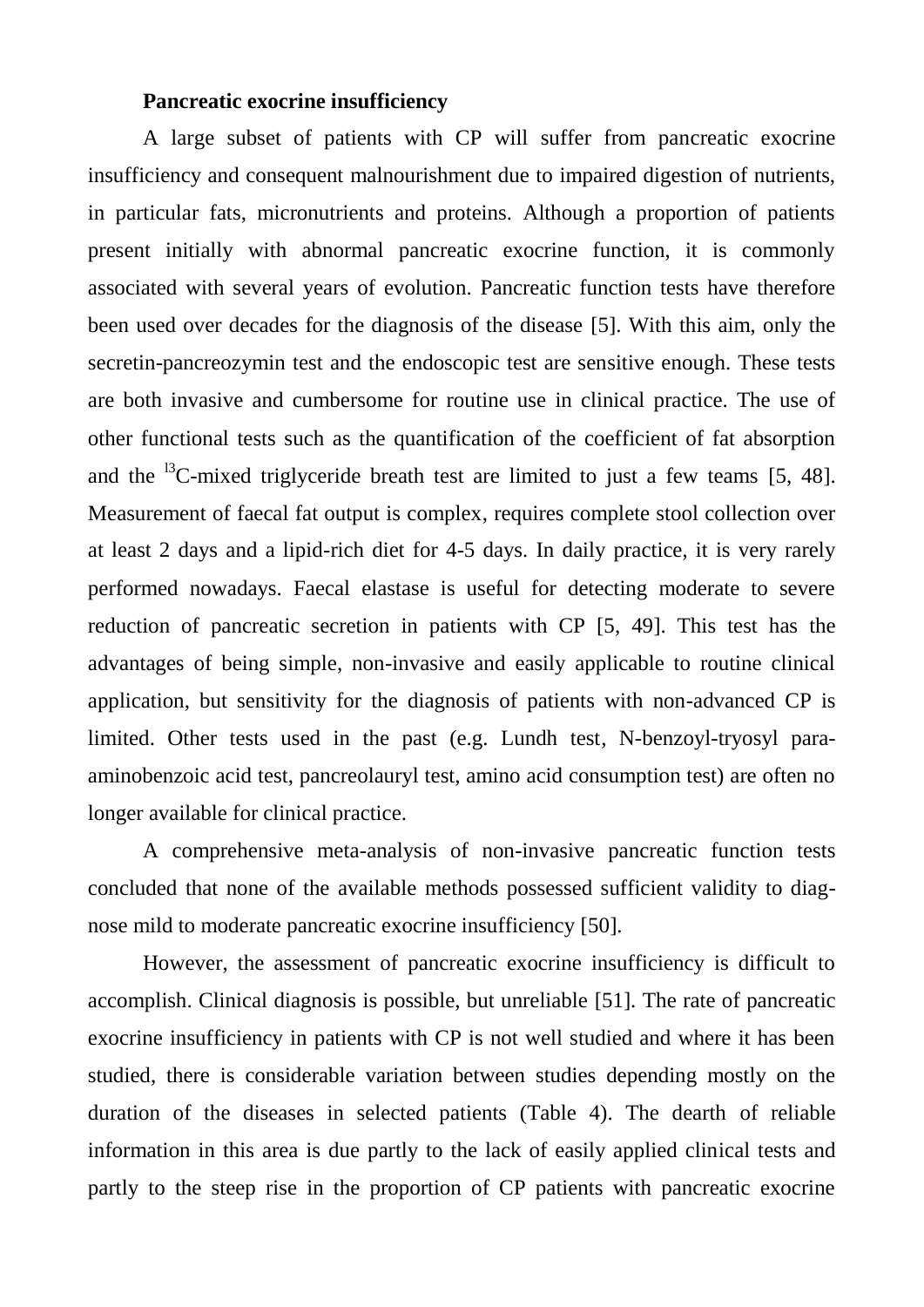**Pancreatic exocrine insufficiency**

A large subset of patients with CP will suffer from pancreatic exocrine insufficiency and consequent malnourishment due to impaired digestion of nutrients, in particular fats, micronutrients and proteins. Although a proportion of patients present initially with abnormal pancreatic exocrine function, it is commonly associated with several years of evolution. Pancreatic function tests have therefore been used over decades for the diagnosis of the disease [5]. With this aim, only the secretin-pancreozymin test and the endoscopic test are sensitive enough. These tests are both invasive and cumbersome for routine use in clinical practice. The use of other functional tests such as the quantification of the coefficient of fat absorption and the $^{13}$C-mixed triglyceride breath test are limited to just a few teams [5, 48]. Measurement of faecal fat output is complex, requires complete stool collection over at least 2 days and a lipid-rich diet for 4-5 days. In daily practice, it is very rarely performed nowadays. Faecal elastase is useful for detecting moderate to severe reduction of pancreatic secretion in patients with CP [5, 49]. This test has the advantages of being simple, non-invasive and easily applicable to routine clinical application, but sensitivity for the diagnosis of patients with non-advanced CP is limited. Other tests used in the past (e.g. Lundh test, N-benzoyl-tryosyl para-aminobenzoic acid test, pancreolauryl test, amino acid consumption test) are often no longer available for clinical practice.

A comprehensive meta-analysis of non-invasive pancreatic function tests concluded that none of the available methods possessed sufficient validity to diagnose mild to moderate pancreatic exocrine insufficiency [50].

However, the assessment of pancreatic exocrine insufficiency is difficult to accomplish. Clinical diagnosis is possible, but unreliable [51]. The rate of pancreatic exocrine insufficiency in patients with CP is not well studied and where it has been studied, there is considerable variation between studies depending mostly on the duration of the diseases in selected patients (Table 4). The dearth of reliable information in this area is due partly to the lack of easily applied clinical tests and partly to the steep rise in the proportion of CP patients with pancreatic exocrine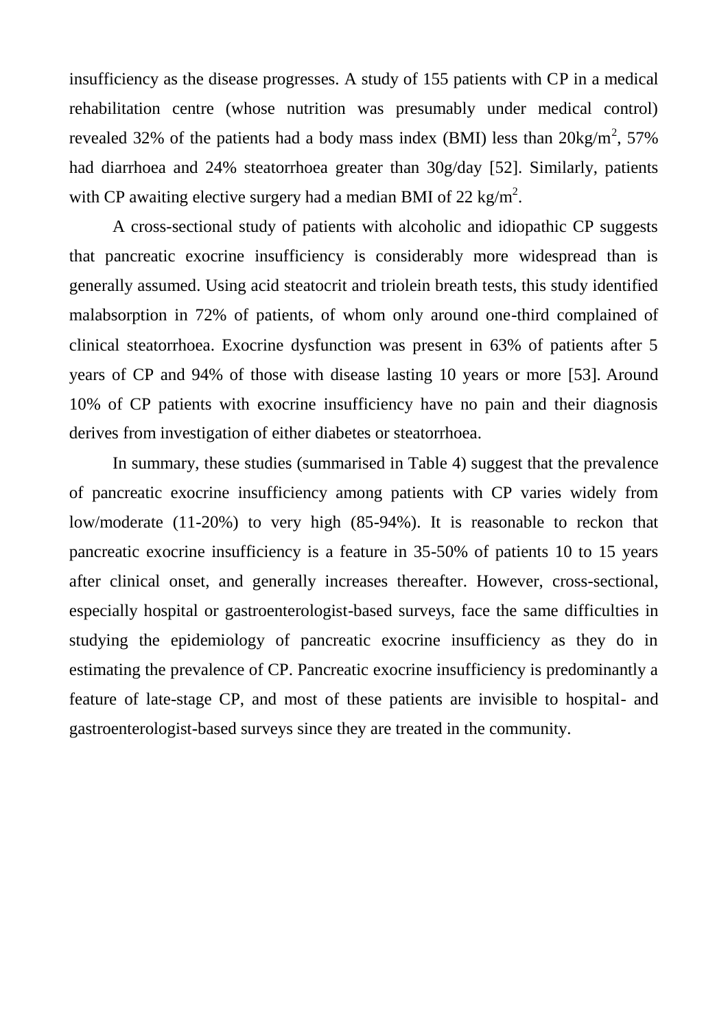insufficiency as the disease progresses. A study of 155 patients with CP in a medical rehabilitation centre (whose nutrition was presumably under medical control) revealed 32% of the patients had a body mass index (BMI) less than $20 kg/m^2$, 57% had diarrhoea and 24% steatorrhoea greater than 30g/day [52]. Similarly, patients with CP awaiting elective surgery had a median BMI of $22 kg/m^2$.

A cross-sectional study of patients with alcoholic and idiopathic CP suggests that pancreatic exocrine insufficiency is considerably more widespread than is generally assumed. Using acid steatocrit and triolein breath tests, this study identified malabsorption in 72% of patients, of whom only around one-third complained of clinical steatorrhoea. Exocrine dysfunction was present in 63% of patients after 5 years of CP and 94% of those with disease lasting 10 years or more [53]. Around 10% of CP patients with exocrine insufficiency have no pain and their diagnosis derives from investigation of either diabetes or steatorrhoea.

In summary, these studies (summarised in Table 4) suggest that the prevalence of pancreatic exocrine insufficiency among patients with CP varies widely from low/moderate (11-20%) to very high (85-94%). It is reasonable to reckon that pancreatic exocrine insufficiency is a feature in 35-50% of patients 10 to 15 years after clinical onset, and generally increases thereafter. However, cross-sectional, especially hospital or gastroenterologist-based surveys, face the same difficulties in studying the epidemiology of pancreatic exocrine insufficiency as they do in estimating the prevalence of CP. Pancreatic exocrine insufficiency is predominantly a feature of late-stage CP, and most of these patients are invisible to hospital- and gastroenterologist-based surveys since they are treated in the community.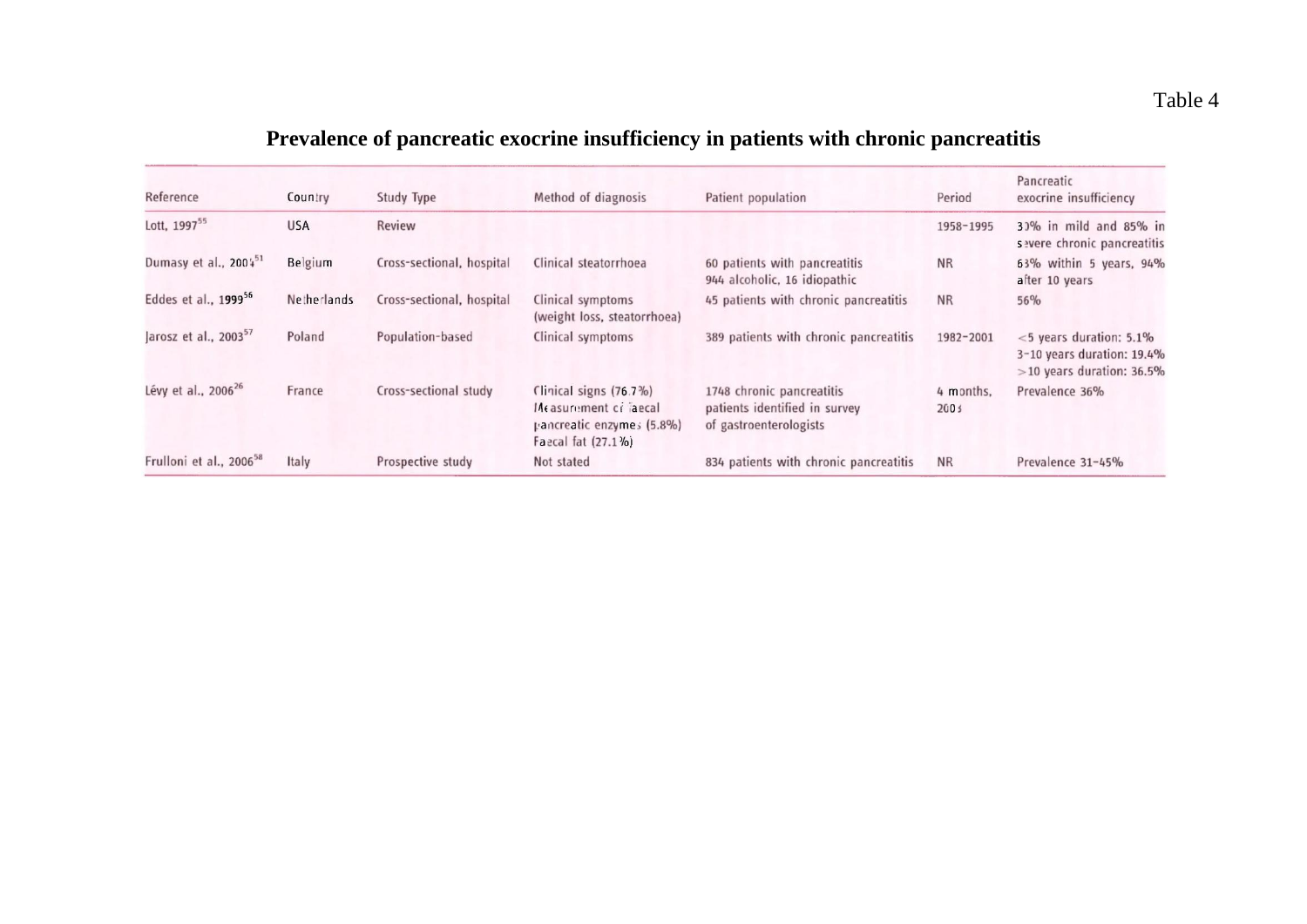Table 4

# Prevalence of pancreatic exocrine insufficiency in patients with chronic pancreatitis

| Reference | Country | Study Type | Method of diagnosis | Patient population | Period | Pancreatic exocrine insufficiency |
|---|---|---|---|---|---|---|
| Lott, 1997[55] | USA | Review | | | 1958–1995 | 30% in mild and 85% in severe chronic pancreatitis |
| Dumasy et al., 2004[51] | Belgium | Cross-sectional, hospital | Clinical steatorrhoea | 60 patients with pancreatitis 944 alcoholic, 16 idiopathic | NR | 63% within 5 years, 94% after 10 years |
| Eddes et al., 1999[56] | Netherlands | Cross-sectional, hospital | Clinical symptoms (weight loss, steatorrhoea) | 45 patients with chronic pancreatitis | NR | 56% |
| Jarosz et al., 2003[57] | Poland | Population-based | Clinical symptoms | 389 patients with chronic pancreatitis | 1982–2001 | <5 years duration: 5.1% 3–10 years duration: 19.4% >10 years duration: 36.5% |
| Lévy et al., 2006[26] | France | Cross-sectional study | Clinical signs (76.7%) Measurement of faecal pancreatic enzymes (5.8%) Faecal fat (27.1%) | 1748 chronic pancreatitis patients identified in survey of gastroenterologists | 4 months, 2003 | Prevalence 36% |
| Frulloni et al., 2006[58] | Italy | Prospective study | Not stated | 834 patients with chronic pancreatitis | NR | Prevalence 31–45% |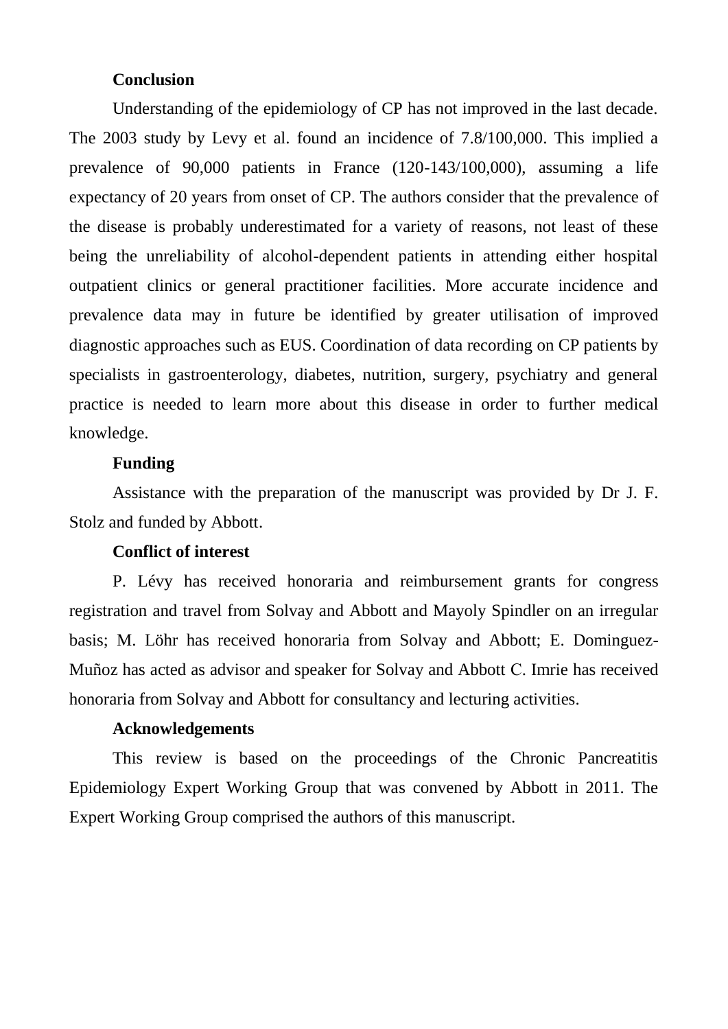## Conclusion

Understanding of the epidemiology of CP has not improved in the last decade. The 2003 study by Levy et al. found an incidence of 7.8/100,000. This implied a prevalence of 90,000 patients in France (120-143/100,000), assuming a life expectancy of 20 years from onset of CP. The authors consider that the prevalence of the disease is probably underestimated for a variety of reasons, not least of these being the unreliability of alcohol-dependent patients in attending either hospital outpatient clinics or general practitioner facilities. More accurate incidence and prevalence data may in future be identified by greater utilisation of improved diagnostic approaches such as EUS. Coordination of data recording on CP patients by specialists in gastroenterology, diabetes, nutrition, surgery, psychiatry and general practice is needed to learn more about this disease in order to further medical knowledge.

## Funding

Assistance with the preparation of the manuscript was provided by Dr J. F. Stolz and funded by Abbott.

## Conflict of interest

P. Lévy has received honoraria and reimbursement grants for congress registration and travel from Solvay and Abbott and Mayoly Spindler on an irregular basis; M. Löhr has received honoraria from Solvay and Abbott; E. Dominguez-Muñoz has acted as advisor and speaker for Solvay and Abbott C. Imrie has received honoraria from Solvay and Abbott for consultancy and lecturing activities.

## Acknowledgements

This review is based on the proceedings of the Chronic Pancreatitis Epidemiology Expert Working Group that was convened by Abbott in 2011. The Expert Working Group comprised the authors of this manuscript.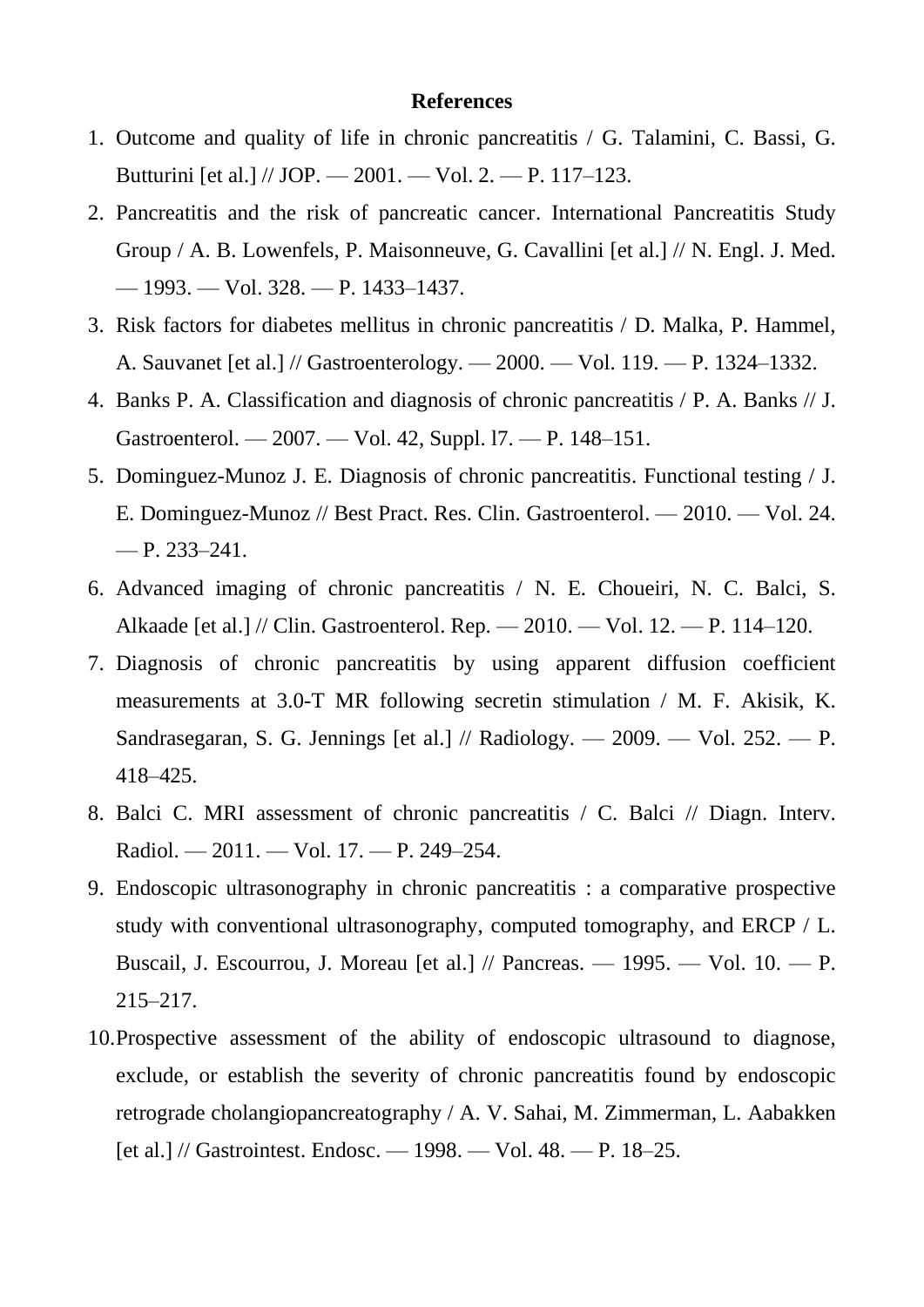**References**

1. Outcome and quality of life in chronic pancreatitis / G. Talamini, C. Bassi, G. Butturini [et al.] // JOP. — 2001. — Vol. 2. — P. 117–123.
2. Pancreatitis and the risk of pancreatic cancer. International Pancreatitis Study Group / A. B. Lowenfels, P. Maisonneuve, G. Cavallini [et al.] // N. Engl. J. Med. — 1993. — Vol. 328. — P. 1433–1437.
3. Risk factors for diabetes mellitus in chronic pancreatitis / D. Malka, P. Hammel, A. Sauvanet [et al.] // Gastroenterology. — 2000. — Vol. 119. — P. 1324–1332.
4. Banks P. A. Classification and diagnosis of chronic pancreatitis / P. A. Banks // J. Gastroenterol. — 2007. — Vol. 42, Suppl. l7. — P. 148–151.
5. Dominguez-Munoz J. E. Diagnosis of chronic pancreatitis. Functional testing / J. E. Dominguez-Munoz // Best Pract. Res. Clin. Gastroenterol. — 2010. — Vol. 24. — P. 233–241.
6. Advanced imaging of chronic pancreatitis / N. E. Choueiri, N. C. Balci, S. Alkaade [et al.] // Clin. Gastroenterol. Rep. — 2010. — Vol. 12. — P. 114–120.
7. Diagnosis of chronic pancreatitis by using apparent diffusion coefficient measurements at 3.0-T MR following secretin stimulation / M. F. Akisik, K. Sandrasegaran, S. G. Jennings [et al.] // Radiology. — 2009. — Vol. 252. — P. 418–425.
8. Balci C. MRI assessment of chronic pancreatitis / C. Balci // Diagn. Interv. Radiol. — 2011. — Vol. 17. — P. 249–254.
9. Endoscopic ultrasonography in chronic pancreatitis : a comparative prospective study with conventional ultrasonography, computed tomography, and ERCP / L. Buscail, J. Escourrou, J. Moreau [et al.] // Pancreas. — 1995. — Vol. 10. — P. 215–217.
10. Prospective assessment of the ability of endoscopic ultrasound to diagnose, exclude, or establish the severity of chronic pancreatitis found by endoscopic retrograde cholangiopancreatography / A. V. Sahai, M. Zimmerman, L. Aabakken [et al.] // Gastrointest. Endosc. — 1998. — Vol. 48. — P. 18–25.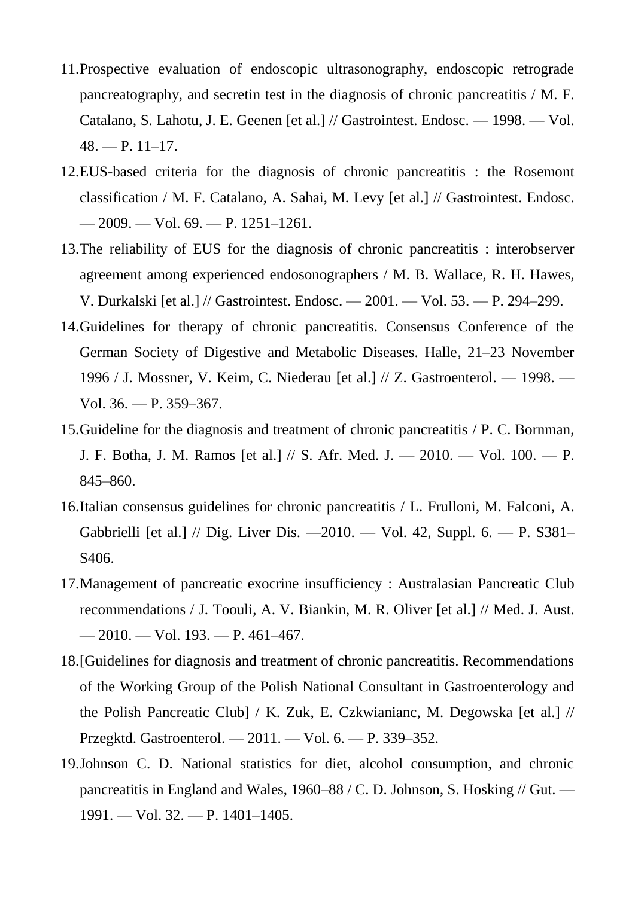11. Prospective evaluation of endoscopic ultrasonography, endoscopic retrograde pancreatography, and secretin test in the diagnosis of chronic pancreatitis / M. F. Catalano, S. Lahotu, J. E. Geenen [et al.] // Gastrointest. Endosc. — 1998. — Vol. 48. — P. 11–17.
12. EUS-based criteria for the diagnosis of chronic pancreatitis : the Rosemont classification / M. F. Catalano, A. Sahai, M. Levy [et al.] // Gastrointest. Endosc. — 2009. — Vol. 69. — P. 1251–1261.
13. The reliability of EUS for the diagnosis of chronic pancreatitis : interobserver agreement among experienced endosonographers / M. B. Wallace, R. H. Hawes, V. Durkalski [et al.] // Gastrointest. Endosc. — 2001. — Vol. 53. — P. 294–299.
14. Guidelines for therapy of chronic pancreatitis. Consensus Conference of the German Society of Digestive and Metabolic Diseases. Halle, 21–23 November 1996 / J. Mossner, V. Keim, C. Niederau [et al.] // Z. Gastroenterol. — 1998. — Vol. 36. — P. 359–367.
15. Guideline for the diagnosis and treatment of chronic pancreatitis / P. C. Bornman, J. F. Botha, J. M. Ramos [et al.] // S. Afr. Med. J. — 2010. — Vol. 100. — P. 845–860.
16. Italian consensus guidelines for chronic pancreatitis / L. Frulloni, M. Falconi, A. Gabbrielli [et al.] // Dig. Liver Dis. —2010. — Vol. 42, Suppl. 6. — P. S381–S406.
17. Management of pancreatic exocrine insufficiency : Australasian Pancreatic Club recommendations / J. Toouli, A. V. Biankin, M. R. Oliver [et al.] // Med. J. Aust. — 2010. — Vol. 193. — P. 461–467.
18. [Guidelines for diagnosis and treatment of chronic pancreatitis. Recommendations of the Working Group of the Polish National Consultant in Gastroenterology and the Polish Pancreatic Club] / K. Zuk, E. Czkwianianc, M. Degowska [et al.] // Przegktd. Gastroenterol. — 2011. — Vol. 6. — P. 339–352.
19. Johnson C. D. National statistics for diet, alcohol consumption, and chronic pancreatitis in England and Wales, 1960–88 / C. D. Johnson, S. Hosking // Gut. — 1991. — Vol. 32. — P. 1401–1405.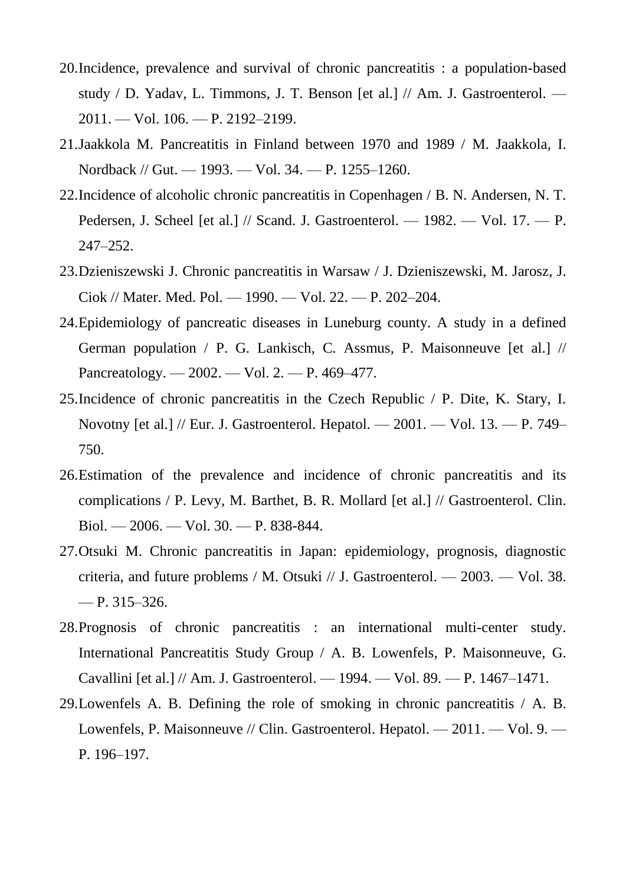20. Incidence, prevalence and survival of chronic pancreatitis : a population-based study / D. Yadav, L. Timmons, J. T. Benson [et al.] // Am. J. Gastroenterol. — 2011. — Vol. 106. — P. 2192–2199.
21. Jaakkola M. Pancreatitis in Finland between 1970 and 1989 / M. Jaakkola, I. Nordback // Gut. — 1993. — Vol. 34. — P. 1255–1260.
22. Incidence of alcoholic chronic pancreatitis in Copenhagen / B. N. Andersen, N. T. Pedersen, J. Scheel [et al.] // Scand. J. Gastroenterol. — 1982. — Vol. 17. — P. 247–252.
23. Dzieniszewski J. Chronic pancreatitis in Warsaw / J. Dzieniszewski, M. Jarosz, J. Ciok // Mater. Med. Pol. — 1990. — Vol. 22. — P. 202–204.
24. Epidemiology of pancreatic diseases in Luneburg county. A study in a defined German population / P. G. Lankisch, C. Assmus, P. Maisonneuve [et al.] // Pancreatology. — 2002. — Vol. 2. — P. 469–477.
25. Incidence of chronic pancreatitis in the Czech Republic / P. Dite, K. Stary, I. Novotny [et al.] // Eur. J. Gastroenterol. Hepatol. — 2001. — Vol. 13. — P. 749–750.
26. Estimation of the prevalence and incidence of chronic pancreatitis and its complications / P. Levy, M. Barthet, B. R. Mollard [et al.] // Gastroenterol. Clin. Biol. — 2006. — Vol. 30. — P. 838-844.
27. Otsuki M. Chronic pancreatitis in Japan: epidemiology, prognosis, diagnostic criteria, and future problems / M. Otsuki // J. Gastroenterol. — 2003. — Vol. 38. — P. 315–326.
28. Prognosis of chronic pancreatitis : an international multi-center study. International Pancreatitis Study Group / A. B. Lowenfels, P. Maisonneuve, G. Cavallini [et al.] // Am. J. Gastroenterol. — 1994. — Vol. 89. — P. 1467–1471.
29. Lowenfels A. B. Defining the role of smoking in chronic pancreatitis / A. B. Lowenfels, P. Maisonneuve // Clin. Gastroenterol. Hepatol. — 2011. — Vol. 9. — P. 196–197.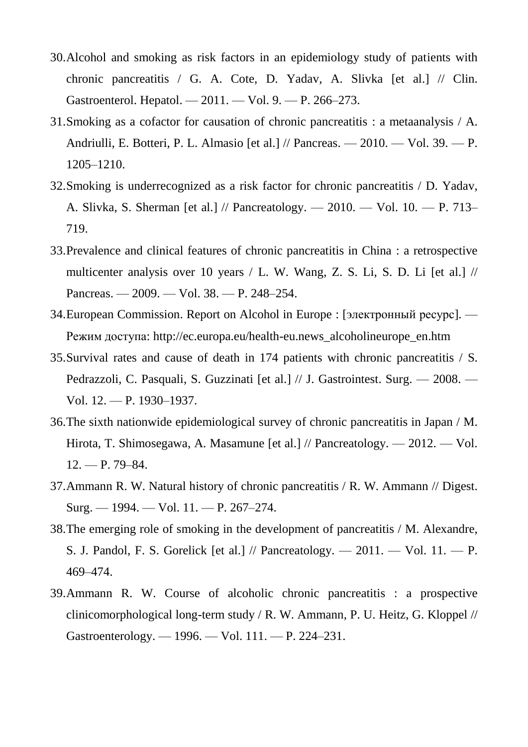30. Alcohol and smoking as risk factors in an epidemiology study of patients with chronic pancreatitis / G. A. Cote, D. Yadav, A. Slivka [et al.] // Clin. Gastroenterol. Hepatol. — 2011. — Vol. 9. — P. 266–273.
31. Smoking as a cofactor for causation of chronic pancreatitis : a metaanalysis / A. Andriulli, E. Botteri, P. L. Almasio [et al.] // Pancreas. — 2010. — Vol. 39. — P. 1205–1210.
32. Smoking is underrecognized as a risk factor for chronic pancreatitis / D. Yadav, A. Slivka, S. Sherman [et al.] // Pancreatology. — 2010. — Vol. 10. — P. 713–719.
33. Prevalence and clinical features of chronic pancreatitis in China : a retrospective multicenter analysis over 10 years / L. W. Wang, Z. S. Li, S. D. Li [et al.] // Pancreas. — 2009. — Vol. 38. — P. 248–254.
34. European Commission. Report on Alcohol in Europe : [электронный ресурс]. — Режим доступа: http://ec.europa.eu/health-eu.news_alcoholineurope_en.htm
35. Survival rates and cause of death in 174 patients with chronic pancreatitis / S. Pedrazzoli, C. Pasquali, S. Guzzinati [et al.] // J. Gastrointest. Surg. — 2008. — Vol. 12. — P. 1930–1937.
36. The sixth nationwide epidemiological survey of chronic pancreatitis in Japan / M. Hirota, T. Shimosegawa, A. Masamune [et al.] // Pancreatology. — 2012. — Vol. 12. — P. 79–84.
37. Ammann R. W. Natural history of chronic pancreatitis / R. W. Ammann // Digest. Surg. — 1994. — Vol. 11. — P. 267–274.
38. The emerging role of smoking in the development of pancreatitis / M. Alexandre, S. J. Pandol, F. S. Gorelick [et al.] // Pancreatology. — 2011. — Vol. 11. — P. 469–474.
39. Ammann R. W. Course of alcoholic chronic pancreatitis : a prospective clinicomorphological long-term study / R. W. Ammann, P. U. Heitz, G. Kloppel // Gastroenterology. — 1996. — Vol. 111. — P. 224–231.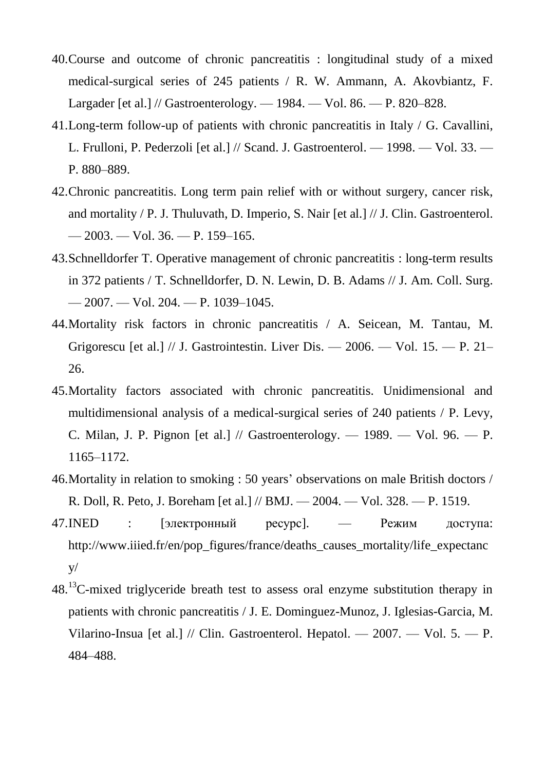40. Course and outcome of chronic pancreatitis : longitudinal study of a mixed medical-surgical series of 245 patients / R. W. Ammann, A. Akovbiantz, F. Largader [et al.] // Gastroenterology. — 1984. — Vol. 86. — P. 820–828.
41. Long-term follow-up of patients with chronic pancreatitis in Italy / G. Cavallini, L. Frulloni, P. Pederzoli [et al.] // Scand. J. Gastroenterol. — 1998. — Vol. 33. — P. 880–889.
42. Chronic pancreatitis. Long term pain relief with or without surgery, cancer risk, and mortality / P. J. Thuluvath, D. Imperio, S. Nair [et al.] // J. Clin. Gastroenterol. — 2003. — Vol. 36. — P. 159–165.
43. Schnelldorfer T. Operative management of chronic pancreatitis : long-term results in 372 patients / T. Schnelldorfer, D. N. Lewin, D. B. Adams // J. Am. Coll. Surg. — 2007. — Vol. 204. — P. 1039–1045.
44. Mortality risk factors in chronic pancreatitis / A. Seicean, M. Tantau, M. Grigorescu [et al.] // J. Gastrointestin. Liver Dis. — 2006. — Vol. 15. — P. 21–26.
45. Mortality factors associated with chronic pancreatitis. Unidimensional and multidimensional analysis of a medical-surgical series of 240 patients / P. Levy, C. Milan, J. P. Pignon [et al.] // Gastroenterology. — 1989. — Vol. 96. — P. 1165–1172.
46. Mortality in relation to smoking : 50 years' observations on male British doctors / R. Doll, R. Peto, J. Boreham [et al.] // BMJ. — 2004. — Vol. 328. — P. 1519.
47. INED : [электронный ресурс]. — Режим доступа: http://www.iiied.fr/en/pop_figures/france/deaths_causes_mortality/life_expectancy/
48. $^{13}$C-mixed triglyceride breath test to assess oral enzyme substitution therapy in patients with chronic pancreatitis / J. E. Dominguez-Munoz, J. Iglesias-Garcia, M. Vilarino-Insua [et al.] // Clin. Gastroenterol. Hepatol. — 2007. — Vol. 5. — P. 484–488.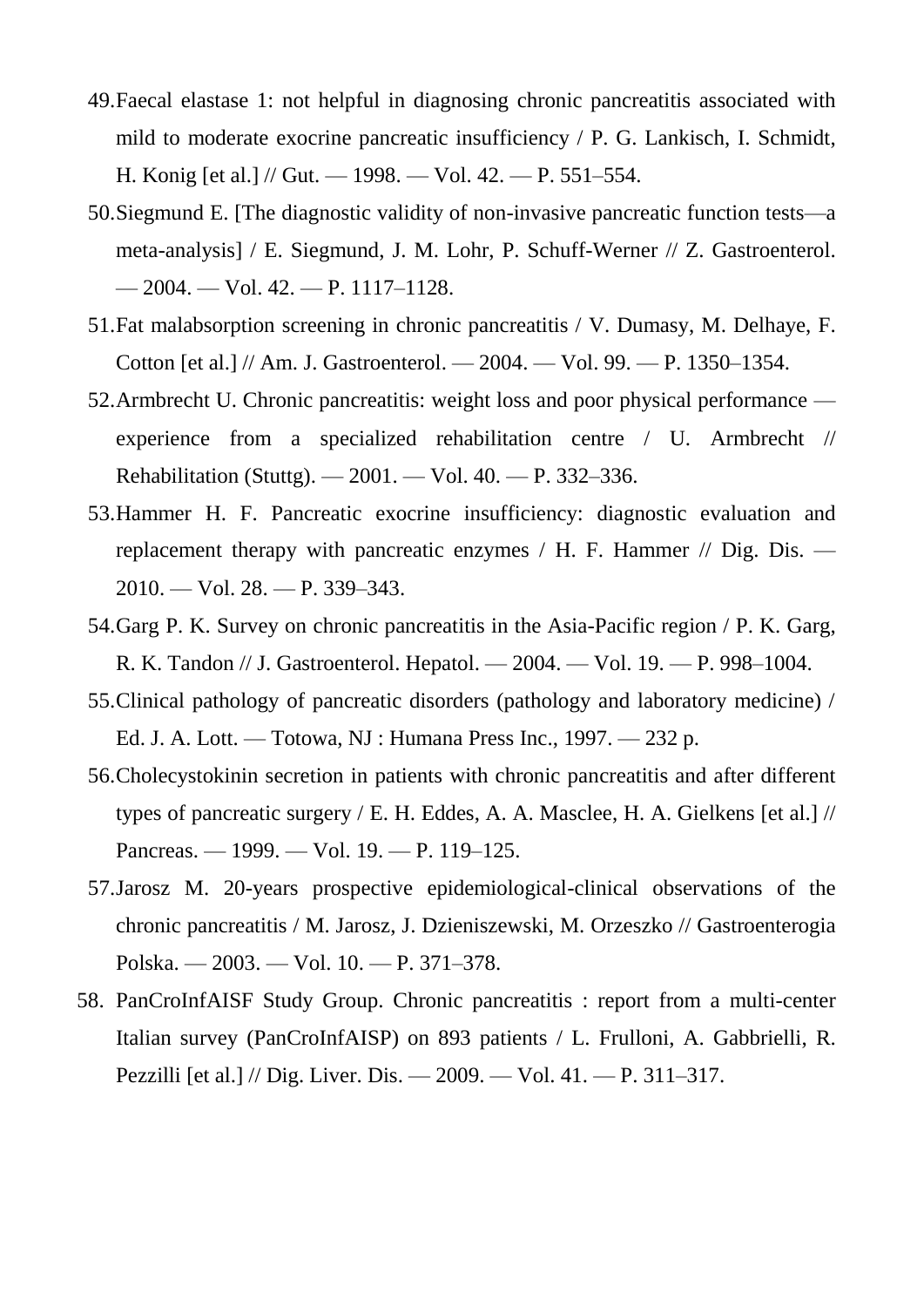49. Faecal elastase 1: not helpful in diagnosing chronic pancreatitis associated with mild to moderate exocrine pancreatic insufficiency / P. G. Lankisch, I. Schmidt, H. Konig [et al.] // Gut. — 1998. — Vol. 42. — P. 551–554.
50. Siegmund E. [The diagnostic validity of non-invasive pancreatic function tests—a meta-analysis] / E. Siegmund, J. M. Lohr, P. Schuff-Werner // Z. Gastroenterol. — 2004. — Vol. 42. — P. 1117–1128.
51. Fat malabsorption screening in chronic pancreatitis / V. Dumasy, M. Delhaye, F. Cotton [et al.] // Am. J. Gastroenterol. — 2004. — Vol. 99. — P. 1350–1354.
52. Armbrecht U. Chronic pancreatitis: weight loss and poor physical performance — experience from a specialized rehabilitation centre / U. Armbrecht // Rehabilitation (Stuttg). — 2001. — Vol. 40. — P. 332–336.
53. Hammer H. F. Pancreatic exocrine insufficiency: diagnostic evaluation and replacement therapy with pancreatic enzymes / H. F. Hammer // Dig. Dis. — 2010. — Vol. 28. — P. 339–343.
54. Garg P. K. Survey on chronic pancreatitis in the Asia-Pacific region / P. K. Garg, R. K. Tandon // J. Gastroenterol. Hepatol. — 2004. — Vol. 19. — P. 998–1004.
55. Clinical pathology of pancreatic disorders (pathology and laboratory medicine) / Ed. J. A. Lott. — Totowa, NJ : Humana Press Inc., 1997. — 232 p.
56. Cholecystokinin secretion in patients with chronic pancreatitis and after different types of pancreatic surgery / E. H. Eddes, A. A. Masclee, H. A. Gielkens [et al.] // Pancreas. — 1999. — Vol. 19. — P. 119–125.
57. Jarosz M. 20-years prospective epidemiological-clinical observations of the chronic pancreatitis / M. Jarosz, J. Dzieniszewski, M. Orzeszko // Gastroenterogia Polska. — 2003. — Vol. 10. — P. 371–378.
58. PanCroInfAISF Study Group. Chronic pancreatitis : report from a multi-center Italian survey (PanCroInfAISP) on 893 patients / L. Frulloni, A. Gabbrielli, R. Pezzilli [et al.] // Dig. Liver. Dis. — 2009. — Vol. 41. — P. 311–317.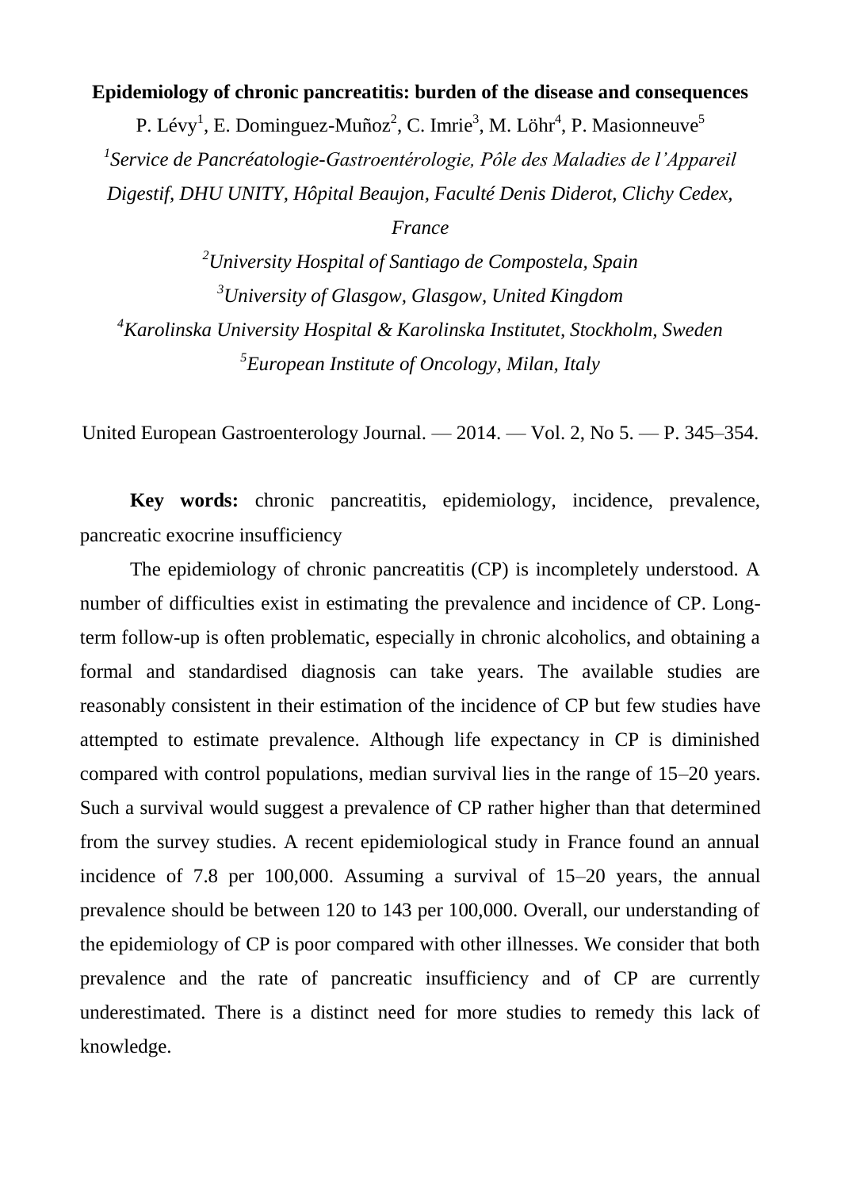**Epidemiology of chronic pancreatitis: burden of the disease and consequences**

P. Lévy[1], E. Dominguez-Muñoz[2], C. Imrie[3], M. Löhr[4], P. Masionneuve[5]

[1]*Service de Pancréatologie-Gastroentérologie, Pôle des Maladies de l'Appareil Digestif, DHU UNITY, Hôpital Beaujon, Faculté Denis Diderot, Clichy Cedex, France*

[2]*University Hospital of Santiago de Compostela, Spain*

[3]*University of Glasgow, Glasgow, United Kingdom*

[4]*Karolinska University Hospital & Karolinska Institutet, Stockholm, Sweden*

[5]*European Institute of Oncology, Milan, Italy*

United European Gastroenterology Journal. — 2014. — Vol. 2, No 5. — P. 345–354.

**Key words:** chronic pancreatitis, epidemiology, incidence, prevalence, pancreatic exocrine insufficiency

The epidemiology of chronic pancreatitis (CP) is incompletely understood. A number of difficulties exist in estimating the prevalence and incidence of CP. Long-term follow-up is often problematic, especially in chronic alcoholics, and obtaining a formal and standardised diagnosis can take years. The available studies are reasonably consistent in their estimation of the incidence of CP but few studies have attempted to estimate prevalence. Although life expectancy in CP is diminished compared with control populations, median survival lies in the range of 15–20 years. Such a survival would suggest a prevalence of CP rather higher than that determined from the survey studies. A recent epidemiological study in France found an annual incidence of 7.8 per 100,000. Assuming a survival of 15–20 years, the annual prevalence should be between 120 to 143 per 100,000. Overall, our understanding of the epidemiology of CP is poor compared with other illnesses. We consider that both prevalence and the rate of pancreatic insufficiency and of CP are currently underestimated. There is a distinct need for more studies to remedy this lack of knowledge.